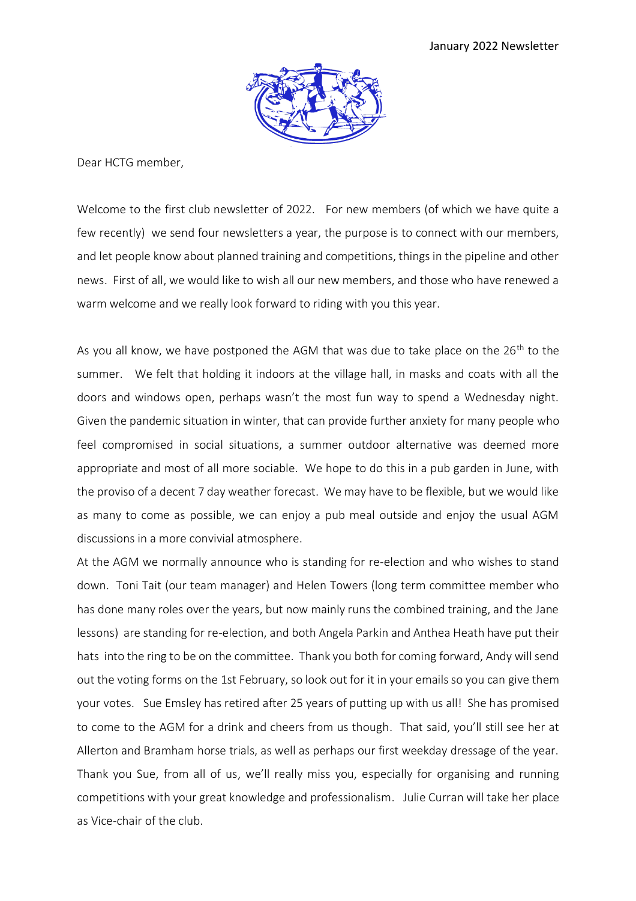January 2022 Newsletter

Dear HCTG member,

Welcome to the first club newsletter of 2022. For new members (of which we have quite a few recently) we send four newsletters a year, the purpose is to connect with our members, and let people know about planned training and competitions, things in the pipeline and other news. First of all, we would like to wish all our new members, and those who have renewed a warm welcome and we really look forward to riding with you this year.

As you all know, we have postponed the AGM that was due to take place on the 26th to the summer. We felt that holding it indoors at the village hall, in masks and coats with all the doors and windows open, perhaps wasn't the most fun way to spend a Wednesday night. Given the pandemic situation in winter, that can provide further anxiety for many people who feel compromised in social situations, a summer outdoor alternative was deemed more appropriate and most of all more sociable. We hope to do this in a pub garden in June, with the proviso of a decent 7 day weather forecast. We may have to be flexible, but we would like as many to come as possible, we can enjoy a pub meal outside and enjoy the usual AGM discussions in a more convivial atmosphere.

At the AGM we normally announce who is standing for re-election and who wishes to stand down. Toni Tait (our team manager) and Helen Towers (long term committee member who has done many roles over the years, but now mainly runs the combined training, and the Jane lessons) are standing for re-election, and both Angela Parkin and Anthea Heath have put their hats into the ring to be on the committee. Thank you both for coming forward, Andy will send out the voting forms on the 1st February, so look out for it in your emails so you can give them your votes. Sue Emsley has retired after 25 years of putting up with us all! She has promised to come to the AGM for a drink and cheers from us though. That said, you'll still see her at Allerton and Bramham horse trials, as well as perhaps our first weekday dressage of the year. Thank you Sue, from all of us, we'll really miss you, especially for organising and running competitions with your great knowledge and professionalism. Julie Curran will take her place as Vice-chair of the club.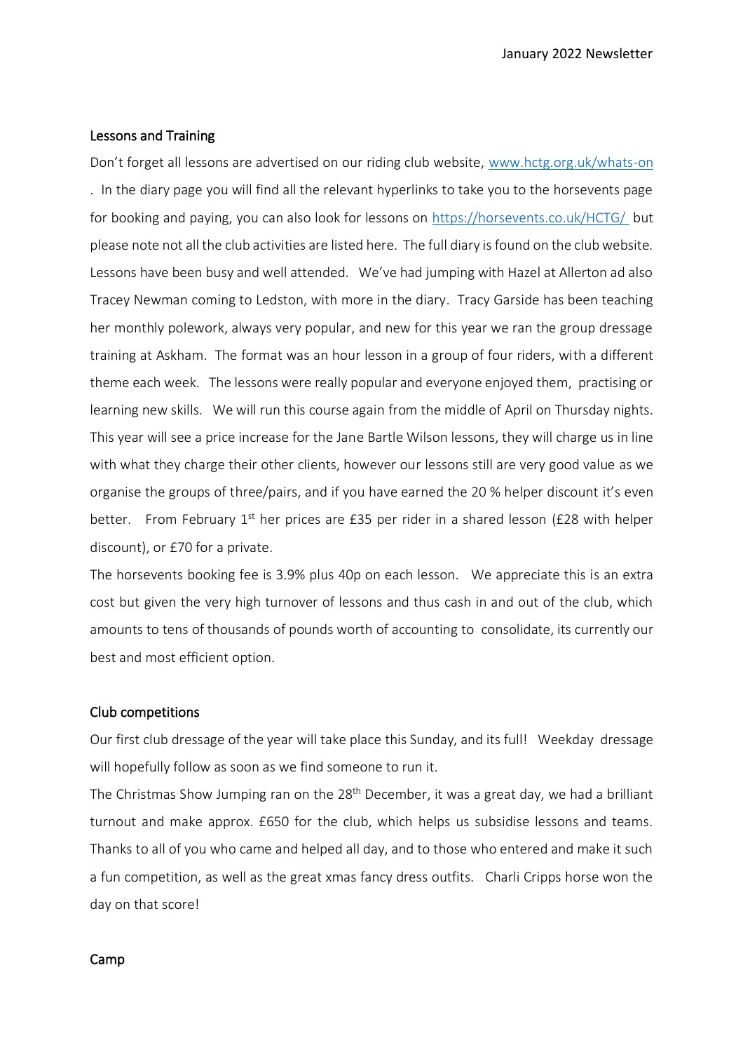## Lessons and Training

Don't forget all lessons are advertised on our riding club website, [www.hctg.org.uk/whats-on](www.hctg.org.uk/whats-on) . In the diary page you will find all the relevant hyperlinks to take you to the horsevents page for booking and paying, you can also look for lessons on [https://horsevents.co.uk/HCTG/](https://horsevents.co.uk/HCTG/) but please note not all the club activities are listed here. The full diary is found on the club website. Lessons have been busy and well attended. We've had jumping with Hazel at Allerton ad also Tracey Newman coming to Ledston, with more in the diary. Tracy Garside has been teaching her monthly polework, always very popular, and new for this year we ran the group dressage training at Askham. The format was an hour lesson in a group of four riders, with a different theme each week. The lessons were really popular and everyone enjoyed them, practising or learning new skills. We will run this course again from the middle of April on Thursday nights. This year will see a price increase for the Jane Bartle Wilson lessons, they will charge us in line with what they charge their other clients, however our lessons still are very good value as we organise the groups of three/pairs, and if you have earned the 20 % helper discount it's even better. From February 1st her prices are £35 per rider in a shared lesson (£28 with helper discount), or £70 for a private.

The horsevents booking fee is 3.9% plus 40p on each lesson. We appreciate this is an extra cost but given the very high turnover of lessons and thus cash in and out of the club, which amounts to tens of thousands of pounds worth of accounting to consolidate, its currently our best and most efficient option.

## Club competitions

Our first club dressage of the year will take place this Sunday, and its full! Weekday dressage will hopefully follow as soon as we find someone to run it.

The Christmas Show Jumping ran on the 28th December, it was a great day, we had a brilliant turnout and make approx. £650 for the club, which helps us subsidise lessons and teams. Thanks to all of you who came and helped all day, and to those who entered and make it such a fun competition, as well as the great xmas fancy dress outfits. Charli Cripps horse won the day on that score!

## Camp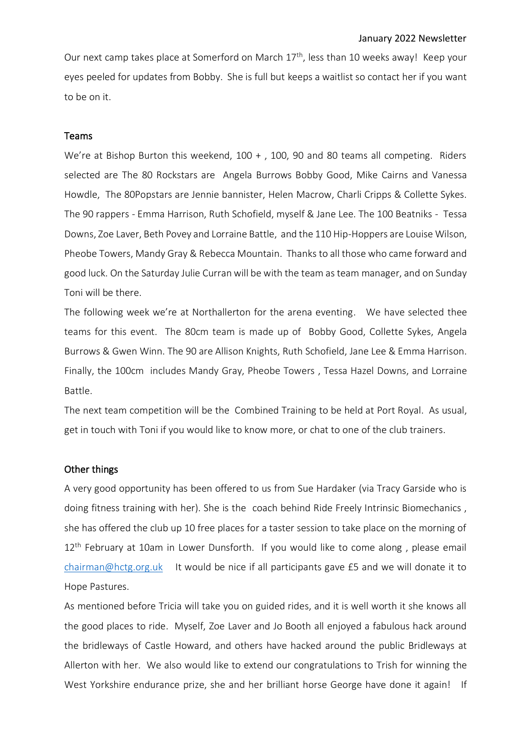Our next camp takes place at Somerford on March 17th, less than 10 weeks away! Keep your eyes peeled for updates from Bobby. She is full but keeps a waitlist so contact her if you want to be on it.

## Teams

We're at Bishop Burton this weekend, 100 + , 100, 90 and 80 teams all competing. Riders selected are The 80 Rockstars are Angela Burrows Bobby Good, Mike Cairns and Vanessa Howdle, The 80Popstars are Jennie bannister, Helen Macrow, Charli Cripps & Collette Sykes. The 90 rappers - Emma Harrison, Ruth Schofield, myself & Jane Lee. The 100 Beatniks - Tessa Downs, Zoe Laver, Beth Povey and Lorraine Battle, and the 110 Hip-Hoppers are Louise Wilson, Pheobe Towers, Mandy Gray & Rebecca Mountain. Thanks to all those who came forward and good luck. On the Saturday Julie Curran will be with the team as team manager, and on Sunday Toni will be there.

The following week we're at Northallerton for the arena eventing. We have selected thee teams for this event. The 80cm team is made up of Bobby Good, Collette Sykes, Angela Burrows & Gwen Winn. The 90 are Allison Knights, Ruth Schofield, Jane Lee & Emma Harrison. Finally, the 100cm includes Mandy Gray, Pheobe Towers , Tessa Hazel Downs, and Lorraine Battle.

The next team competition will be the Combined Training to be held at Port Royal. As usual, get in touch with Toni if you would like to know more, or chat to one of the club trainers.

## Other things

A very good opportunity has been offered to us from Sue Hardaker (via Tracy Garside who is doing fitness training with her). She is the coach behind Ride Freely Intrinsic Biomechanics , she has offered the club up 10 free places for a taster session to take place on the morning of 12th February at 10am in Lower Dunsforth. If you would like to come along , please email chairman@hctg.org.uk It would be nice if all participants gave £5 and we will donate it to Hope Pastures.

As mentioned before Tricia will take you on guided rides, and it is well worth it she knows all the good places to ride. Myself, Zoe Laver and Jo Booth all enjoyed a fabulous hack around the bridleways of Castle Howard, and others have hacked around the public Bridleways at Allerton with her. We also would like to extend our congratulations to Trish for winning the West Yorkshire endurance prize, she and her brilliant horse George have done it again! If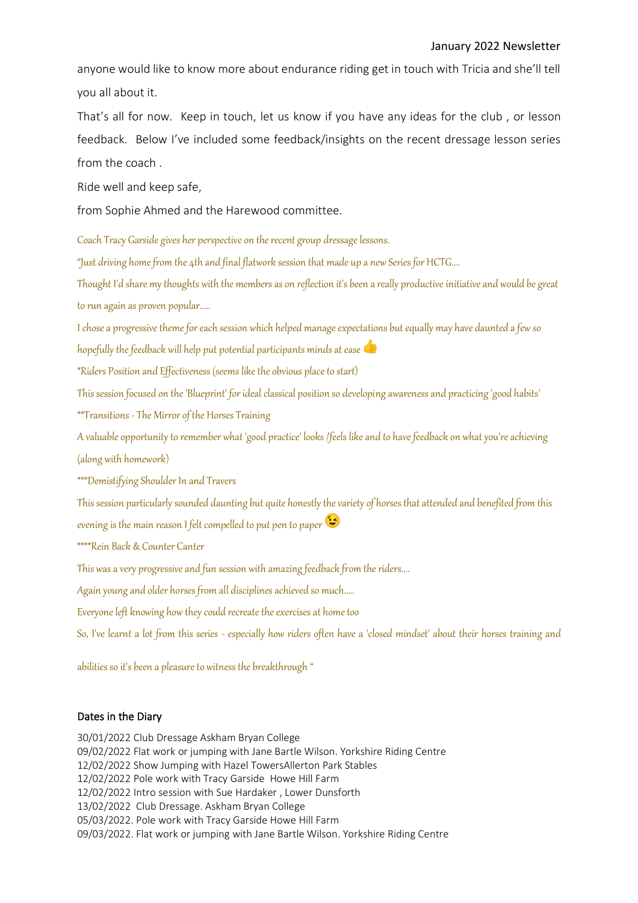anyone would like to know more about endurance riding get in touch with Tricia and she'll tell you all about it.

That's all for now. Keep in touch, let us know if you have any ideas for the club , or lesson feedback. Below I've included some feedback/insights on the recent dressage lesson series from the coach .

Ride well and keep safe,

from Sophie Ahmed and the Harewood committee.

*Coach Tracy Garside gives her perspective on the recent group dressage lessons.*

*"Just driving home from the 4th and final flatwork session that made up a new Series for HCTG....*

*Thought I'd share my thoughts with the members as on reflection it's been a really productive initiative and would be great to run again as proven popular.....*

*I chose a progressive theme for each session which helped manage expectations but equally may have daunted a few so hopefully the feedback will help put potential participants minds at ease 👍*

*\*Riders Position and Effectiveness (seems like the obvious place to start)*

*This session focused on the 'Blueprint' for ideal classical position so developing awareness and practicing 'good habits'*

*\*\*Transitions - The Mirror of the Horses Training*

*A valuable opportunity to remember what 'good practice' looks /feels like and to have feedback on what you're achieving (along with homework)*

*\*\*\*Demistifying Shoulder In and Travers*

*This session particularly sounded daunting but quite honestly the variety of horses that attended and benefited from this evening is the main reason I felt compelled to put pen to paper 😉*

*\*\*\*\*Rein Back & Counter Canter*

*This was a very progressive and fun session with amazing feedback from the riders....*

*Again young and older horses from all disciplines achieved so much.....*

*Everyone left knowing how they could recreate the exercises at home too*

*So, I've learnt a lot from this series - especially how riders often have a 'closed mindset' about their horses training and abilities so it's been a pleasure to witness the breakthrough "*

## Dates in the Diary

30/01/2022 Club Dressage Askham Bryan College
09/02/2022 Flat work or jumping with Jane Bartle Wilson. Yorkshire Riding Centre
12/02/2022 Show Jumping with Hazel TowersAllerton Park Stables
12/02/2022 Pole work with Tracy Garside Howe Hill Farm
12/02/2022 Intro session with Sue Hardaker , Lower Dunsforth
13/02/2022 Club Dressage. Askham Bryan College
05/03/2022. Pole work with Tracy Garside Howe Hill Farm
09/03/2022. Flat work or jumping with Jane Bartle Wilson. Yorkshire Riding Centre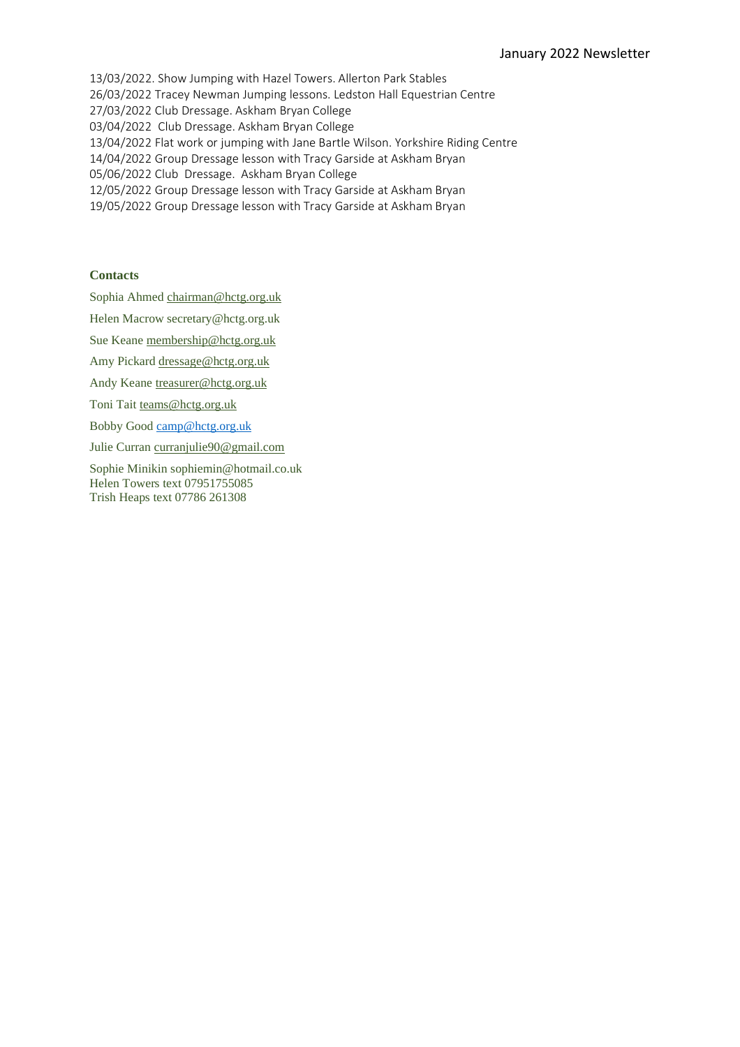13/03/2022. Show Jumping with Hazel Towers. Allerton Park Stables
26/03/2022 Tracey Newman Jumping lessons. Ledston Hall Equestrian Centre
27/03/2022 Club Dressage. Askham Bryan College
03/04/2022 Club Dressage. Askham Bryan College
13/04/2022 Flat work or jumping with Jane Bartle Wilson. Yorkshire Riding Centre
14/04/2022 Group Dressage lesson with Tracy Garside at Askham Bryan
05/06/2022 Club Dressage. Askham Bryan College
12/05/2022 Group Dressage lesson with Tracy Garside at Askham Bryan
19/05/2022 Group Dressage lesson with Tracy Garside at Askham Bryan

**Contacts**

Sophia Ahmed chairman@hctg.org.uk

Helen Macrow secretary@hctg.org.uk

Sue Keane membership@hctg.org.uk

Amy Pickard dressage@hctg.org.uk

Andy Keane treasurer@hctg.org.uk

Toni Tait teams@hctg.org.uk

Bobby Good camp@hctg.org.uk

Julie Curran curranjulie90@gmail.com

Sophie Minikin sophiemin@hotmail.co.uk
Helen Towers text 07951755085
Trish Heaps text 07786 261308